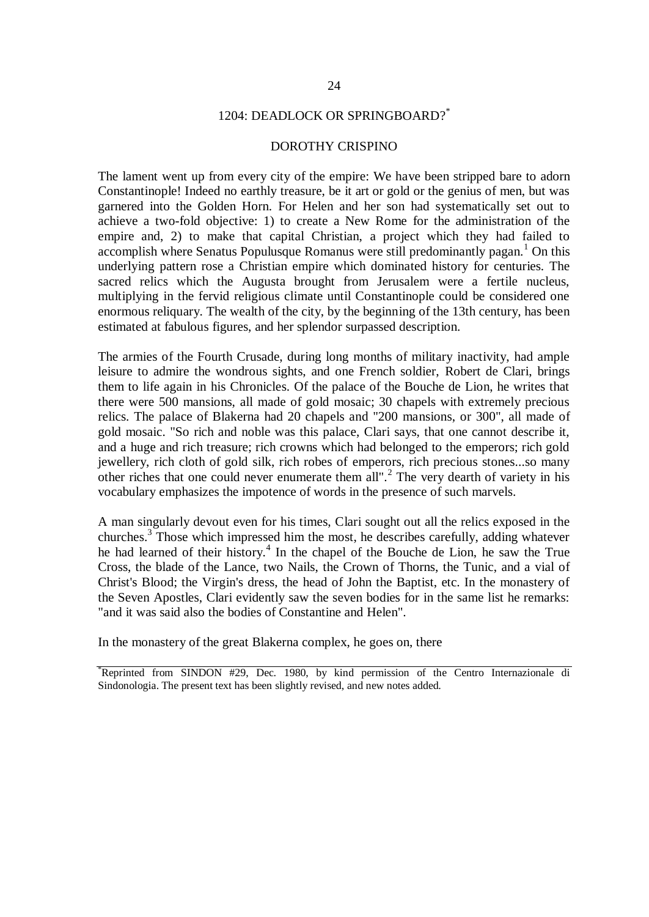# 1204: DEADLOCK OR SPRINGBOARD?[*]

## DOROTHY CRISPINO

The lament went up from every city of the empire: We have been stripped bare to adorn Constantinople! Indeed no earthly treasure, be it art or gold or the genius of men, but was garnered into the Golden Horn. For Helen and her son had systematically set out to achieve a two-fold objective: 1) to create a New Rome for the administration of the empire and, 2) to make that capital Christian, a project which they had failed to accomplish where Senatus Populusque Romanus were still predominantly pagan.[1] On this underlying pattern rose a Christian empire which dominated history for centuries. The sacred relics which the Augusta brought from Jerusalem were a fertile nucleus, multiplying in the fervid religious climate until Constantinople could be considered one enormous reliquary. The wealth of the city, by the beginning of the 13th century, has been estimated at fabulous figures, and her splendor surpassed description.

The armies of the Fourth Crusade, during long months of military inactivity, had ample leisure to admire the wondrous sights, and one French soldier, Robert de Clari, brings them to life again in his Chronicles. Of the palace of the Bouche de Lion, he writes that there were 500 mansions, all made of gold mosaic; 30 chapels with extremely precious relics. The palace of Blakerna had 20 chapels and "200 mansions, or 300", all made of gold mosaic. "So rich and noble was this palace, Clari says, that one cannot describe it, and a huge and rich treasure; rich crowns which had belonged to the emperors; rich gold jewellery, rich cloth of gold silk, rich robes of emperors, rich precious stones...so many other riches that one could never enumerate them all".[2] The very dearth of variety in his vocabulary emphasizes the impotence of words in the presence of such marvels.

A man singularly devout even for his times, Clari sought out all the relics exposed in the churches.[3] Those which impressed him the most, he describes carefully, adding whatever he had learned of their history.[4] In the chapel of the Bouche de Lion, he saw the True Cross, the blade of the Lance, two Nails, the Crown of Thorns, the Tunic, and a vial of Christ's Blood; the Virgin's dress, the head of John the Baptist, etc. In the monastery of the Seven Apostles, Clari evidently saw the seven bodies for in the same list he remarks: "and it was said also the bodies of Constantine and Helen".

In the monastery of the great Blakerna complex, he goes on, there

---

[*] Reprinted from SINDON #29, Dec. 1980, by kind permission of the Centro Internazionale di Sindonologia. The present text has been slightly revised, and new notes added.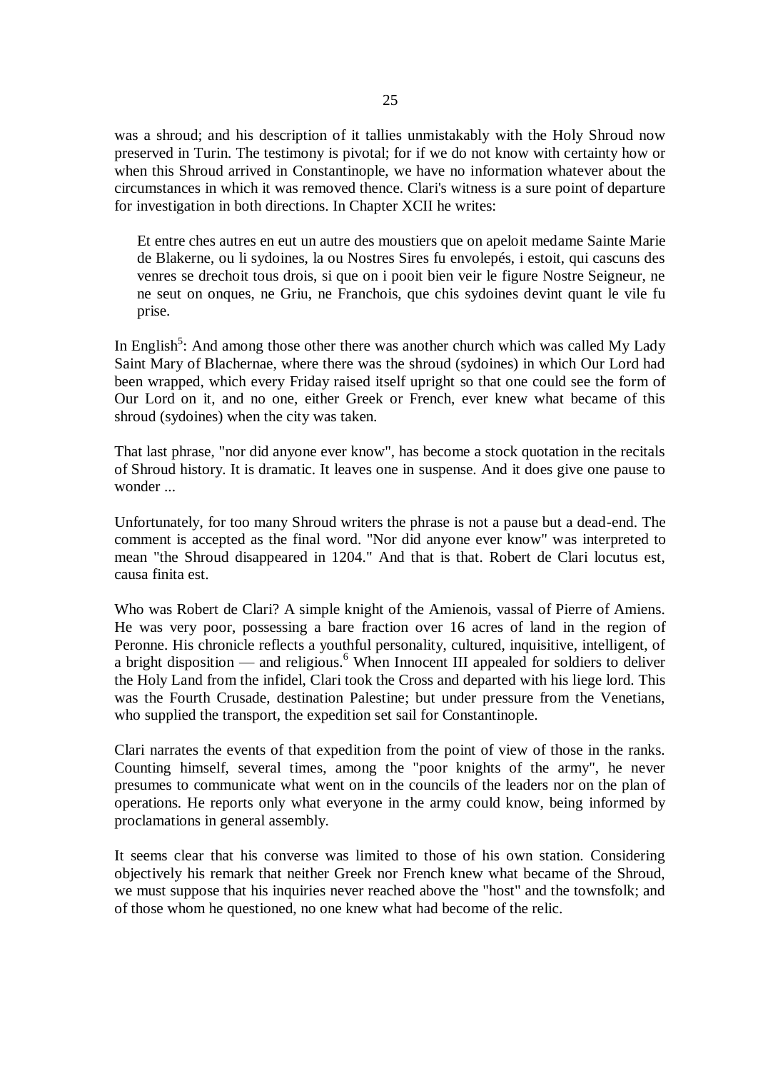was a shroud; and his description of it tallies unmistakably with the Holy Shroud now preserved in Turin. The testimony is pivotal; for if we do not know with certainty how or when this Shroud arrived in Constantinople, we have no information whatever about the circumstances in which it was removed thence. Clari's witness is a sure point of departure for investigation in both directions. In Chapter XCII he writes:

> Et entre ches autres en eut un autre des moustiers que on apeloit medame Sainte Marie de Blakerne, ou li sydoines, la ou Nostres Sires fu envolepés, i estoit, qui cascuns des venres se drechoit tous drois, si que on i pooit bien veir le figure Nostre Seigneur, ne ne seut on onques, ne Griu, ne Franchois, que chis sydoines devint quant le vile fu prise.

In English[5]: And among those other there was another church which was called My Lady Saint Mary of Blachernae, where there was the shroud (sydoines) in which Our Lord had been wrapped, which every Friday raised itself upright so that one could see the form of Our Lord on it, and no one, either Greek or French, ever knew what became of this shroud (sydoines) when the city was taken.

That last phrase, "nor did anyone ever know", has become a stock quotation in the recitals of Shroud history. It is dramatic. It leaves one in suspense. And it does give one pause to wonder ...

Unfortunately, for too many Shroud writers the phrase is not a pause but a dead-end. The comment is accepted as the final word. "Nor did anyone ever know" was interpreted to mean "the Shroud disappeared in 1204." And that is that. Robert de Clari locutus est, causa finita est.

Who was Robert de Clari? A simple knight of the Amienois, vassal of Pierre of Amiens. He was very poor, possessing a bare fraction over 16 acres of land in the region of Peronne. His chronicle reflects a youthful personality, cultured, inquisitive, intelligent, of a bright disposition — and religious.[6] When Innocent III appealed for soldiers to deliver the Holy Land from the infidel, Clari took the Cross and departed with his liege lord. This was the Fourth Crusade, destination Palestine; but under pressure from the Venetians, who supplied the transport, the expedition set sail for Constantinople.

Clari narrates the events of that expedition from the point of view of those in the ranks. Counting himself, several times, among the "poor knights of the army", he never presumes to communicate what went on in the councils of the leaders nor on the plan of operations. He reports only what everyone in the army could know, being informed by proclamations in general assembly.

It seems clear that his converse was limited to those of his own station. Considering objectively his remark that neither Greek nor French knew what became of the Shroud, we must suppose that his inquiries never reached above the "host" and the townsfolk; and of those whom he questioned, no one knew what had become of the relic.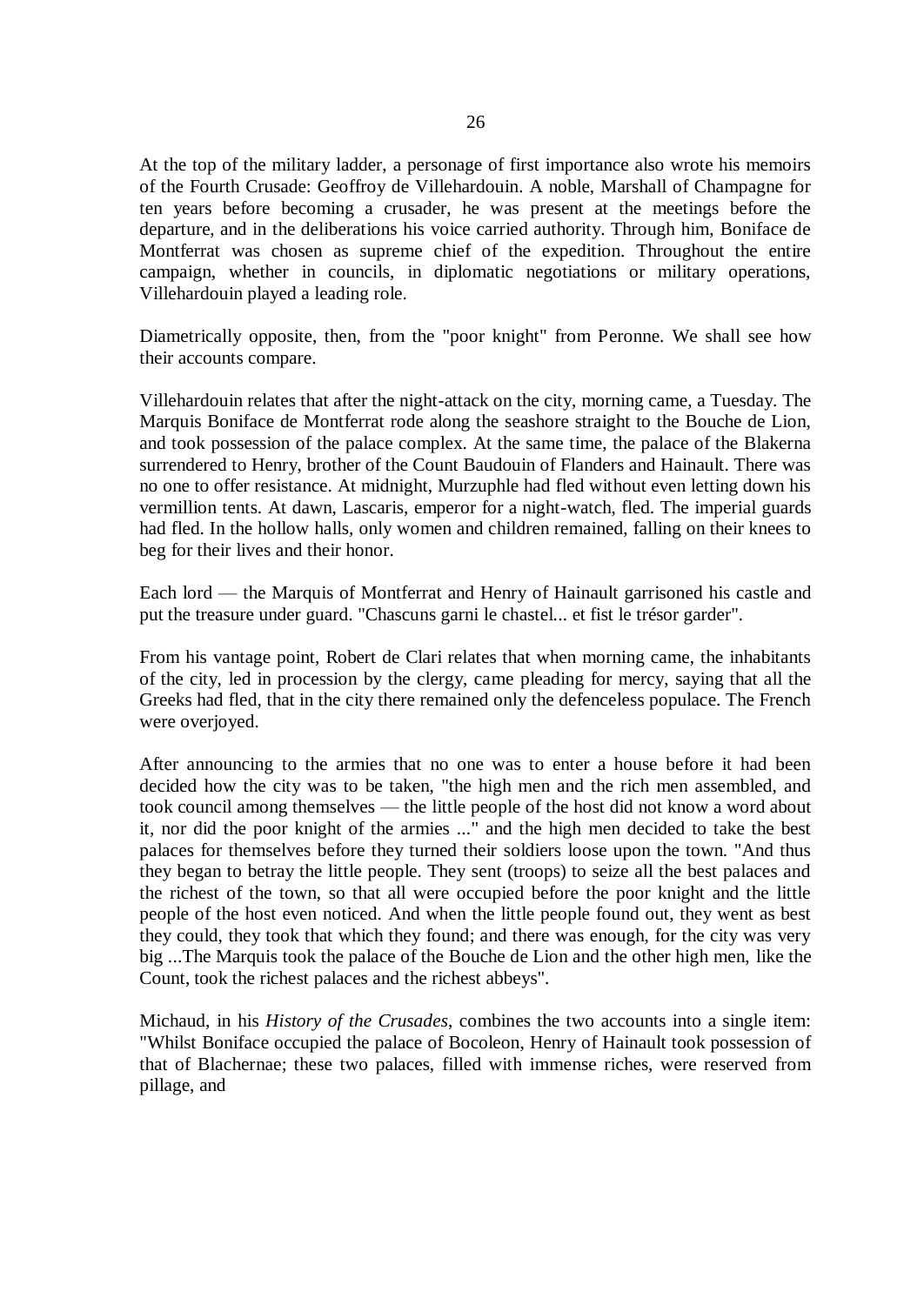At the top of the military ladder, a personage of first importance also wrote his memoirs of the Fourth Crusade: Geoffroy de Villehardouin. A noble, Marshall of Champagne for ten years before becoming a crusader, he was present at the meetings before the departure, and in the deliberations his voice carried authority. Through him, Boniface de Montferrat was chosen as supreme chief of the expedition. Throughout the entire campaign, whether in councils, in diplomatic negotiations or military operations, Villehardouin played a leading role.

Diametrically opposite, then, from the "poor knight" from Peronne. We shall see how their accounts compare.

Villehardouin relates that after the night-attack on the city, morning came, a Tuesday. The Marquis Boniface de Montferrat rode along the seashore straight to the Bouche de Lion, and took possession of the palace complex. At the same time, the palace of the Blakerna surrendered to Henry, brother of the Count Baudouin of Flanders and Hainault. There was no one to offer resistance. At midnight, Murzuphle had fled without even letting down his vermillion tents. At dawn, Lascaris, emperor for a night-watch, fled. The imperial guards had fled. In the hollow halls, only women and children remained, falling on their knees to beg for their lives and their honor.

Each lord — the Marquis of Montferrat and Henry of Hainault garrisoned his castle and put the treasure under guard. "Chascuns garni le chastel... et fist le trésor garder".

From his vantage point, Robert de Clari relates that when morning came, the inhabitants of the city, led in procession by the clergy, came pleading for mercy, saying that all the Greeks had fled, that in the city there remained only the defenceless populace. The French were overjoyed.

After announcing to the armies that no one was to enter a house before it had been decided how the city was to be taken, "the high men and the rich men assembled, and took council among themselves — the little people of the host did not know a word about it, nor did the poor knight of the armies ..." and the high men decided to take the best palaces for themselves before they turned their soldiers loose upon the town. "And thus they began to betray the little people. They sent (troops) to seize all the best palaces and the richest of the town, so that all were occupied before the poor knight and the little people of the host even noticed. And when the little people found out, they went as best they could, they took that which they found; and there was enough, for the city was very big ...The Marquis took the palace of the Bouche de Lion and the other high men, like the Count, took the richest palaces and the richest abbeys".

Michaud, in his *History of the Crusades*, combines the two accounts into a single item: "Whilst Boniface occupied the palace of Bocoleon, Henry of Hainault took possession of that of Blachernae; these two palaces, filled with immense riches, were reserved from pillage, and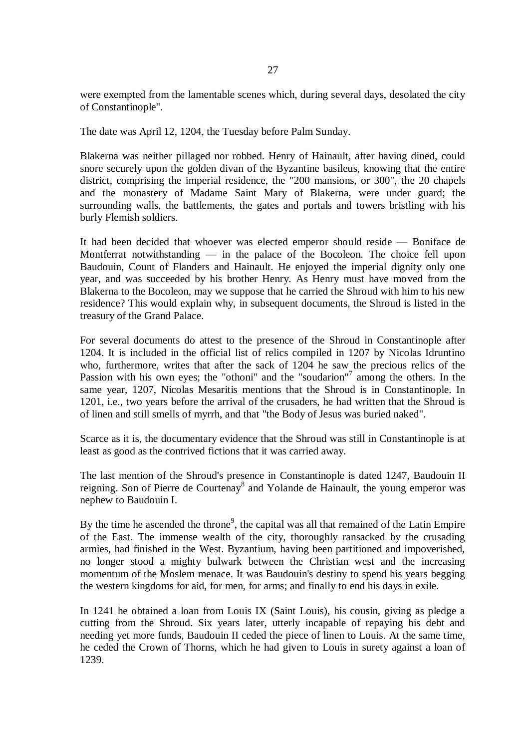were exempted from the lamentable scenes which, during several days, desolated the city of Constantinople".

The date was April 12, 1204, the Tuesday before Palm Sunday.

Blakerna was neither pillaged nor robbed. Henry of Hainault, after having dined, could snore securely upon the golden divan of the Byzantine basileus, knowing that the entire district, comprising the imperial residence, the "200 mansions, or 300", the 20 chapels and the monastery of Madame Saint Mary of Blakerna, were under guard; the surrounding walls, the battlements, the gates and portals and towers bristling with his burly Flemish soldiers.

It had been decided that whoever was elected emperor should reside — Boniface de Montferrat notwithstanding — in the palace of the Bocoleon. The choice fell upon Baudouin, Count of Flanders and Hainault. He enjoyed the imperial dignity only one year, and was succeeded by his brother Henry. As Henry must have moved from the Blakerna to the Bocoleon, may we suppose that he carried the Shroud with him to his new residence? This would explain why, in subsequent documents, the Shroud is listed in the treasury of the Grand Palace.

For several documents do attest to the presence of the Shroud in Constantinople after 1204. It is included in the official list of relics compiled in 1207 by Nicolas Idruntino who, furthermore, writes that after the sack of 1204 he saw the precious relics of the Passion with his own eyes; the "othoni" and the "soudarion"[7] among the others. In the same year, 1207, Nicolas Mesaritis mentions that the Shroud is in Constantinople. In 1201, i.e., two years before the arrival of the crusaders, he had written that the Shroud is of linen and still smells of myrrh, and that "the Body of Jesus was buried naked".

Scarce as it is, the documentary evidence that the Shroud was still in Constantinople is at least as good as the contrived fictions that it was carried away.

The last mention of the Shroud's presence in Constantinople is dated 1247, Baudouin II reigning. Son of Pierre de Courtenay[8] and Yolande de Hainault, the young emperor was nephew to Baudouin I.

By the time he ascended the throne[9], the capital was all that remained of the Latin Empire of the East. The immense wealth of the city, thoroughly ransacked by the crusading armies, had finished in the West. Byzantium, having been partitioned and impoverished, no longer stood a mighty bulwark between the Christian west and the increasing momentum of the Moslem menace. It was Baudouin's destiny to spend his years begging the western kingdoms for aid, for men, for arms; and finally to end his days in exile.

In 1241 he obtained a loan from Louis IX (Saint Louis), his cousin, giving as pledge a cutting from the Shroud. Six years later, utterly incapable of repaying his debt and needing yet more funds, Baudouin II ceded the piece of linen to Louis. At the same time, he ceded the Crown of Thorns, which he had given to Louis in surety against a loan of 1239.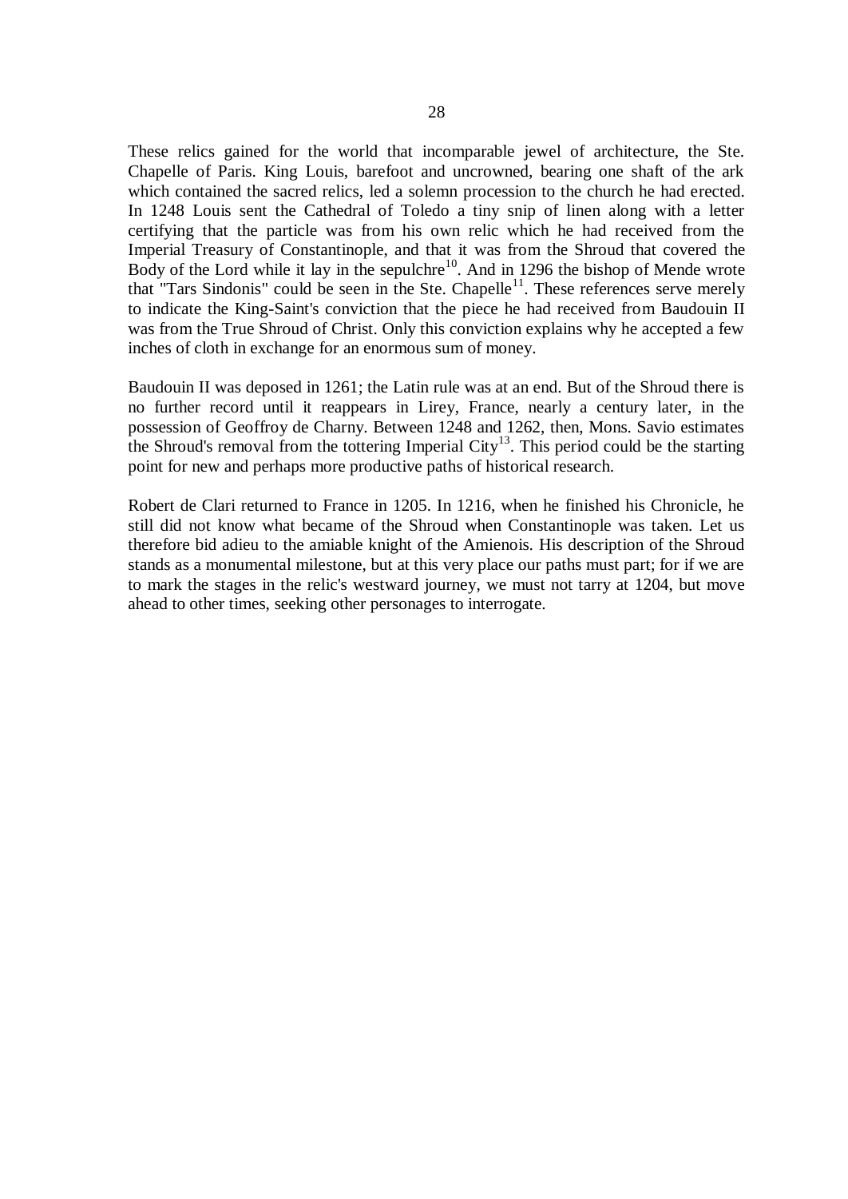These relics gained for the world that incomparable jewel of architecture, the Ste. Chapelle of Paris. King Louis, barefoot and uncrowned, bearing one shaft of the ark which contained the sacred relics, led a solemn procession to the church he had erected. In 1248 Louis sent the Cathedral of Toledo a tiny snip of linen along with a letter certifying that the particle was from his own relic which he had received from the Imperial Treasury of Constantinople, and that it was from the Shroud that covered the Body of the Lord while it lay in the sepulchre[10]. And in 1296 the bishop of Mende wrote that "Tars Sindonis" could be seen in the Ste. Chapelle[11]. These references serve merely to indicate the King-Saint's conviction that the piece he had received from Baudouin II was from the True Shroud of Christ. Only this conviction explains why he accepted a few inches of cloth in exchange for an enormous sum of money.

Baudouin II was deposed in 1261; the Latin rule was at an end. But of the Shroud there is no further record until it reappears in Lirey, France, nearly a century later, in the possession of Geoffroy de Charny. Between 1248 and 1262, then, Mons. Savio estimates the Shroud's removal from the tottering Imperial City[13]. This period could be the starting point for new and perhaps more productive paths of historical research.

Robert de Clari returned to France in 1205. In 1216, when he finished his Chronicle, he still did not know what became of the Shroud when Constantinople was taken. Let us therefore bid adieu to the amiable knight of the Amienois. His description of the Shroud stands as a monumental milestone, but at this very place our paths must part; for if we are to mark the stages in the relic's westward journey, we must not tarry at 1204, but move ahead to other times, seeking other personages to interrogate.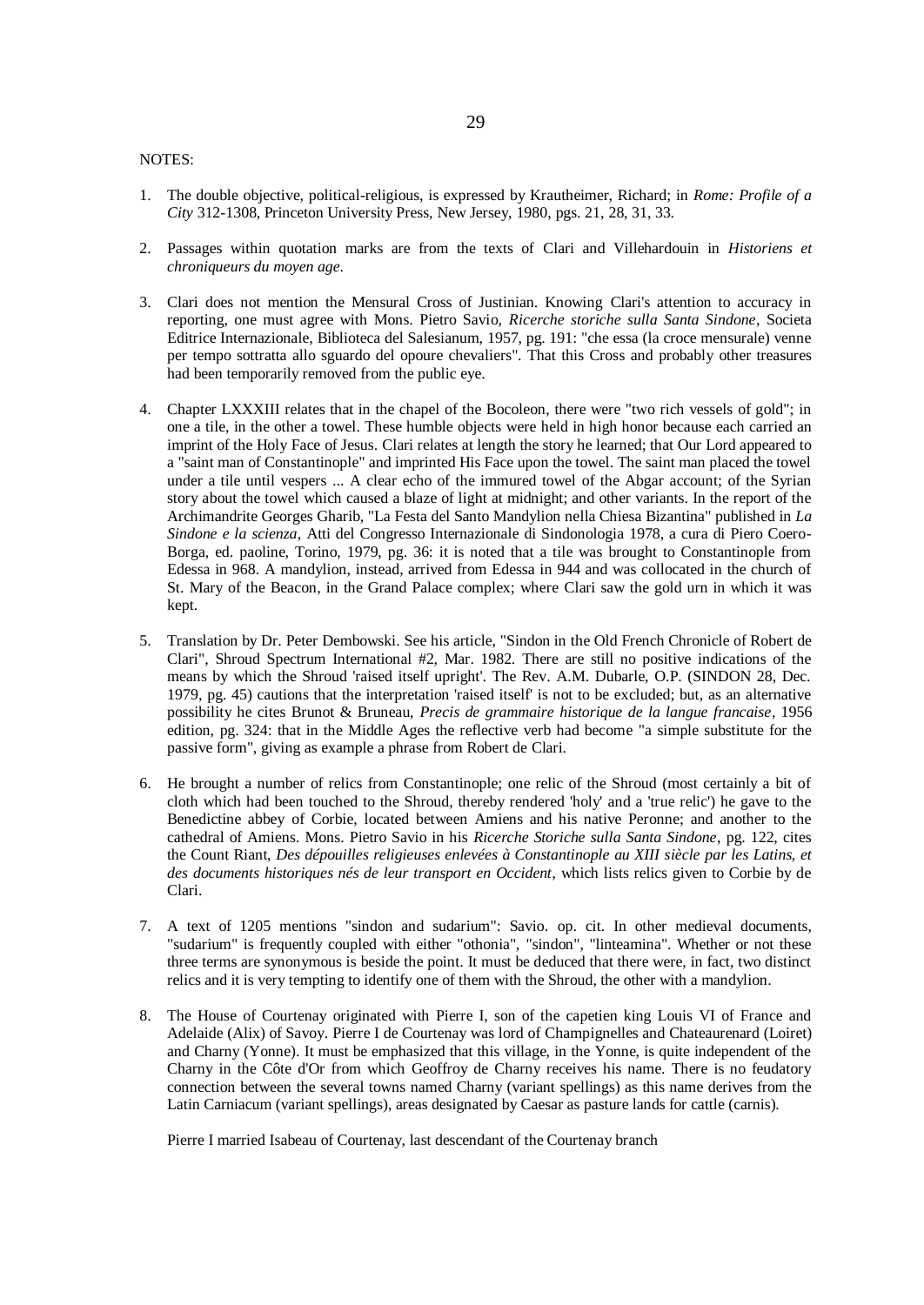NOTES:

1. The double objective, political-religious, is expressed by Krautheimer, Richard; in *Rome: Profile of a City* 312-1308, Princeton University Press, New Jersey, 1980, pgs. 21, 28, 31, 33.

2. Passages within quotation marks are from the texts of Clari and Villehardouin in *Historiens et chroniqueurs du moyen age*.

3. Clari does not mention the Mensural Cross of Justinian. Knowing Clari's attention to accuracy in reporting, one must agree with Mons. Pietro Savio, *Ricerche storiche sulla Santa Sindone*, Societa Editrice Internazionale, Biblioteca del Salesianum, 1957, pg. 191: "che essa (la croce mensurale) venne per tempo sottratta allo sguardo del opoure chevaliers". That this Cross and probably other treasures had been temporarily removed from the public eye.

4. Chapter LXXXIII relates that in the chapel of the Bocoleon, there were "two rich vessels of gold"; in one a tile, in the other a towel. These humble objects were held in high honor because each carried an imprint of the Holy Face of Jesus. Clari relates at length the story he learned; that Our Lord appeared to a "saint man of Constantinople" and imprinted His Face upon the towel. The saint man placed the towel under a tile until vespers ... A clear echo of the immured towel of the Abgar account; of the Syrian story about the towel which caused a blaze of light at midnight; and other variants. In the report of the Archimandrite Georges Gharib, "La Festa del Santo Mandylion nella Chiesa Bizantina" published in *La Sindone e la scienza*, Atti del Congresso Internazionale di Sindonologia 1978, a cura di Piero Coero-Borga, ed. paoline, Torino, 1979, pg. 36: it is noted that a tile was brought to Constantinople from Edessa in 968. A mandylion, instead, arrived from Edessa in 944 and was collocated in the church of St. Mary of the Beacon, in the Grand Palace complex; where Clari saw the gold urn in which it was kept.

5. Translation by Dr. Peter Dembowski. See his article, "Sindon in the Old French Chronicle of Robert de Clari", Shroud Spectrum International #2, Mar. 1982. There are still no positive indications of the means by which the Shroud 'raised itself upright'. The Rev. A.M. Dubarle, O.P. (SINDON 28, Dec. 1979, pg. 45) cautions that the interpretation 'raised itself' is not to be excluded; but, as an alternative possibility he cites Brunot & Bruneau, *Precis de grammaire historique de la langue francaise*, 1956 edition, pg. 324: that in the Middle Ages the reflective verb had become "a simple substitute for the passive form", giving as example a phrase from Robert de Clari.

6. He brought a number of relics from Constantinople; one relic of the Shroud (most certainly a bit of cloth which had been touched to the Shroud, thereby rendered 'holy' and a 'true relic') he gave to the Benedictine abbey of Corbie, located between Amiens and his native Peronne; and another to the cathedral of Amiens. Mons. Pietro Savio in his *Ricerche Storiche sulla Santa Sindone*, pg. 122, cites the Count Riant, *Des dépouilles religieuses enlevées à Constantinople au XIII siècle par les Latins, et des documents historiques nés de leur transport en Occident*, which lists relics given to Corbie by de Clari.

7. A text of 1205 mentions "sindon and sudarium": Savio. op. cit. In other medieval documents, "sudarium" is frequently coupled with either "othonia", "sindon", "linteamina". Whether or not these three terms are synonymous is beside the point. It must be deduced that there were, in fact, two distinct relics and it is very tempting to identify one of them with the Shroud, the other with a mandylion.

8. The House of Courtenay originated with Pierre I, son of the capetien king Louis VI of France and Adelaide (Alix) of Savoy. Pierre I de Courtenay was lord of Champignelles and Chateaurenard (Loiret) and Charny (Yonne). It must be emphasized that this village, in the Yonne, is quite independent of the Charny in the Côte d'Or from which Geoffroy de Charny receives his name. There is no feudatory connection between the several towns named Charny (variant spellings) as this name derives from the Latin Carniacum (variant spellings), areas designated by Caesar as pasture lands for cattle (carnis).

   Pierre I married Isabeau of Courtenay, last descendant of the Courtenay branch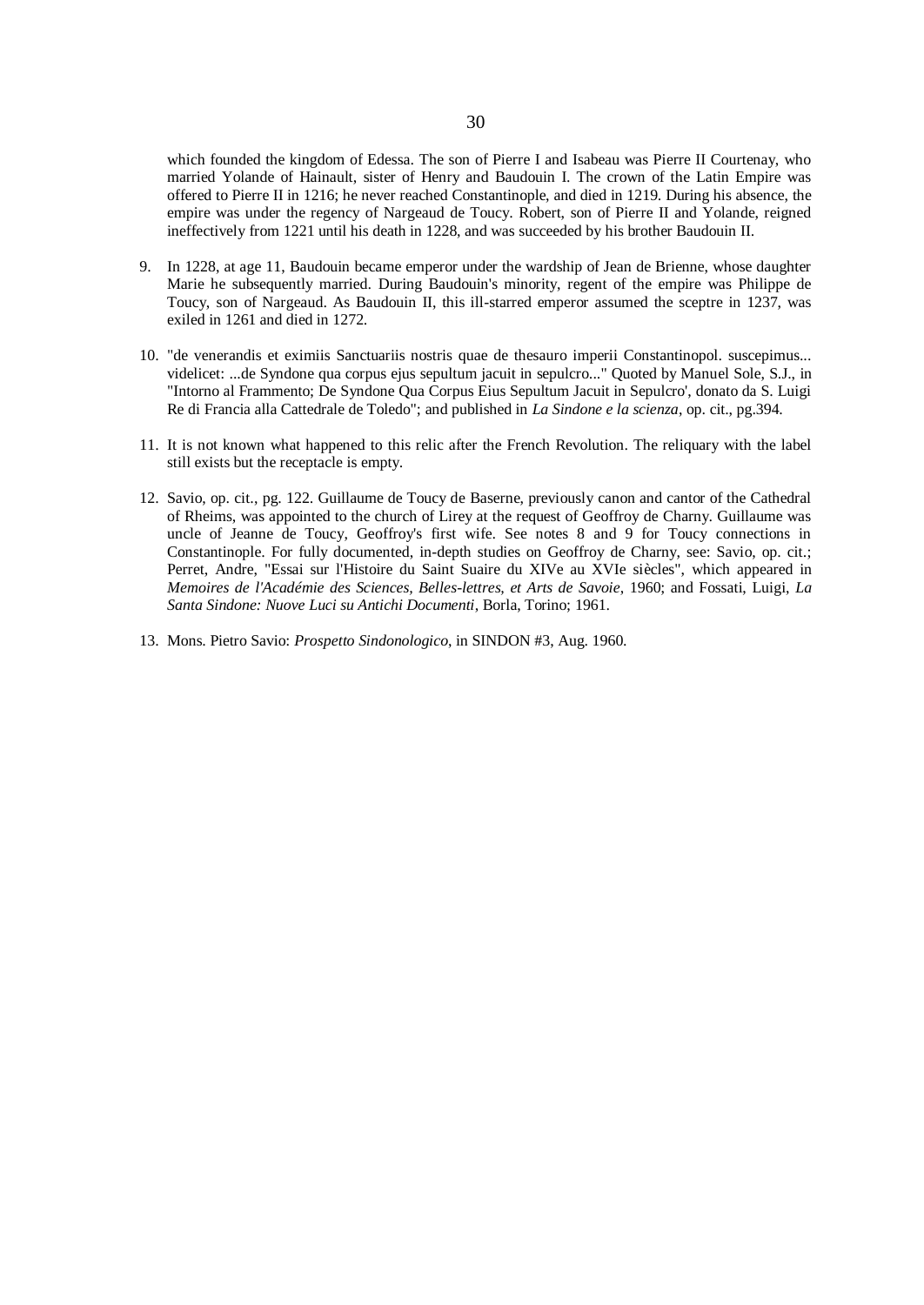which founded the kingdom of Edessa. The son of Pierre I and Isabeau was Pierre II Courtenay, who married Yolande of Hainault, sister of Henry and Baudouin I. The crown of the Latin Empire was offered to Pierre II in 1216; he never reached Constantinople, and died in 1219. During his absence, the empire was under the regency of Nargeaud de Toucy. Robert, son of Pierre II and Yolande, reigned ineffectively from 1221 until his death in 1228, and was succeeded by his brother Baudouin II.

9. In 1228, at age 11, Baudouin became emperor under the wardship of Jean de Brienne, whose daughter Marie he subsequently married. During Baudouin's minority, regent of the empire was Philippe de Toucy, son of Nargeaud. As Baudouin II, this ill-starred emperor assumed the sceptre in 1237, was exiled in 1261 and died in 1272.

10. "de venerandis et eximiis Sanctuariis nostris quae de thesauro imperii Constantinopol. suscepimus... videlicet: ...de Syndone qua corpus ejus sepultum jacuit in sepulcro..." Quoted by Manuel Sole, S.J., in "Intorno al Frammento; De Syndone Qua Corpus Eius Sepultum Jacuit in Sepulcro', donato da S. Luigi Re di Francia alla Cattedrale de Toledo"; and published in *La Sindone e la scienza*, op. cit., pg.394.

11. It is not known what happened to this relic after the French Revolution. The reliquary with the label still exists but the receptacle is empty.

12. Savio, op. cit., pg. 122. Guillaume de Toucy de Baserne, previously canon and cantor of the Cathedral of Rheims, was appointed to the church of Lirey at the request of Geoffroy de Charny. Guillaume was uncle of Jeanne de Toucy, Geoffroy's first wife. See notes 8 and 9 for Toucy connections in Constantinople. For fully documented, in-depth studies on Geoffroy de Charny, see: Savio, op. cit.; Perret, Andre, "Essai sur l'Histoire du Saint Suaire du XIVe au XVIe siècles", which appeared in *Memoires de l'Académie des Sciences, Belles-lettres, et Arts de Savoie*, 1960; and Fossati, Luigi, *La Santa Sindone: Nuove Luci su Antichi Documenti*, Borla, Torino; 1961.

13. Mons. Pietro Savio: *Prospetto Sindonologico*, in SINDON #3, Aug. 1960.